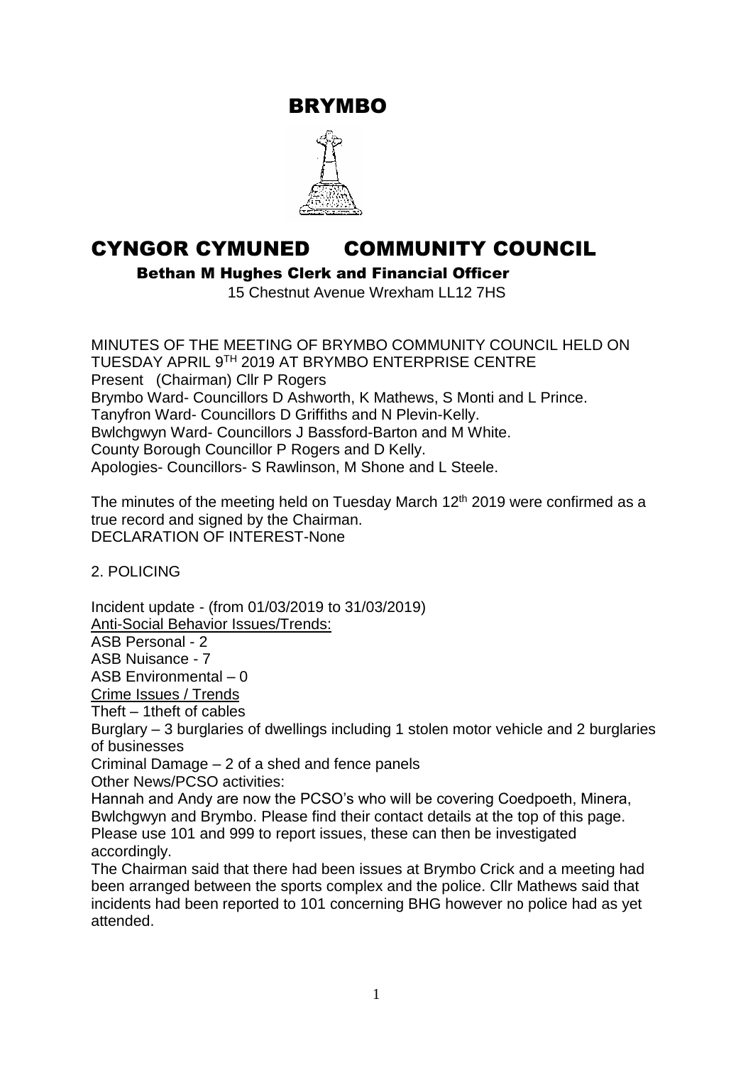# BRYMBO

# CYNGOR CYMUNED COMMUNITY COUNCIL

**Bethan M Hughes Clerk and Financial Officer**

15 Chestnut Avenue Wrexham LL12 7HS

MINUTES OF THE MEETING OF BRYMBO COMMUNITY COUNCIL HELD ON TUESDAY APRIL 9TH 2019 AT BRYMBO ENTERPRISE CENTRE

Present (Chairman) Cllr P Rogers

Brymbo Ward- Councillors D Ashworth, K Mathews, S Monti and L Prince.

Tanyfron Ward- Councillors D Griffiths and N Plevin-Kelly.

Bwlchgwyn Ward- Councillors J Bassford-Barton and M White.

County Borough Councillor P Rogers and D Kelly.

Apologies- Councillors- S Rawlinson, M Shone and L Steele.

The minutes of the meeting held on Tuesday March 12th 2019 were confirmed as a true record and signed by the Chairman.

DECLARATION OF INTEREST-None

2. POLICING

Incident update - (from 01/03/2019 to 31/03/2019)

Anti-Social Behavior Issues/Trends:

ASB Personal - 2

ASB Nuisance - 7

ASB Environmental – 0

Crime Issues / Trends

Theft – 1theft of cables

Burglary – 3 burglaries of dwellings including 1 stolen motor vehicle and 2 burglaries of businesses

Criminal Damage – 2 of a shed and fence panels

Other News/PCSO activities:

Hannah and Andy are now the PCSO's who will be covering Coedpoeth, Minera, Bwlchgwyn and Brymbo. Please find their contact details at the top of this page. Please use 101 and 999 to report issues, these can then be investigated accordingly.

The Chairman said that there had been issues at Brymbo Crick and a meeting had been arranged between the sports complex and the police. Cllr Mathews said that incidents had been reported to 101 concerning BHG however no police had as yet attended.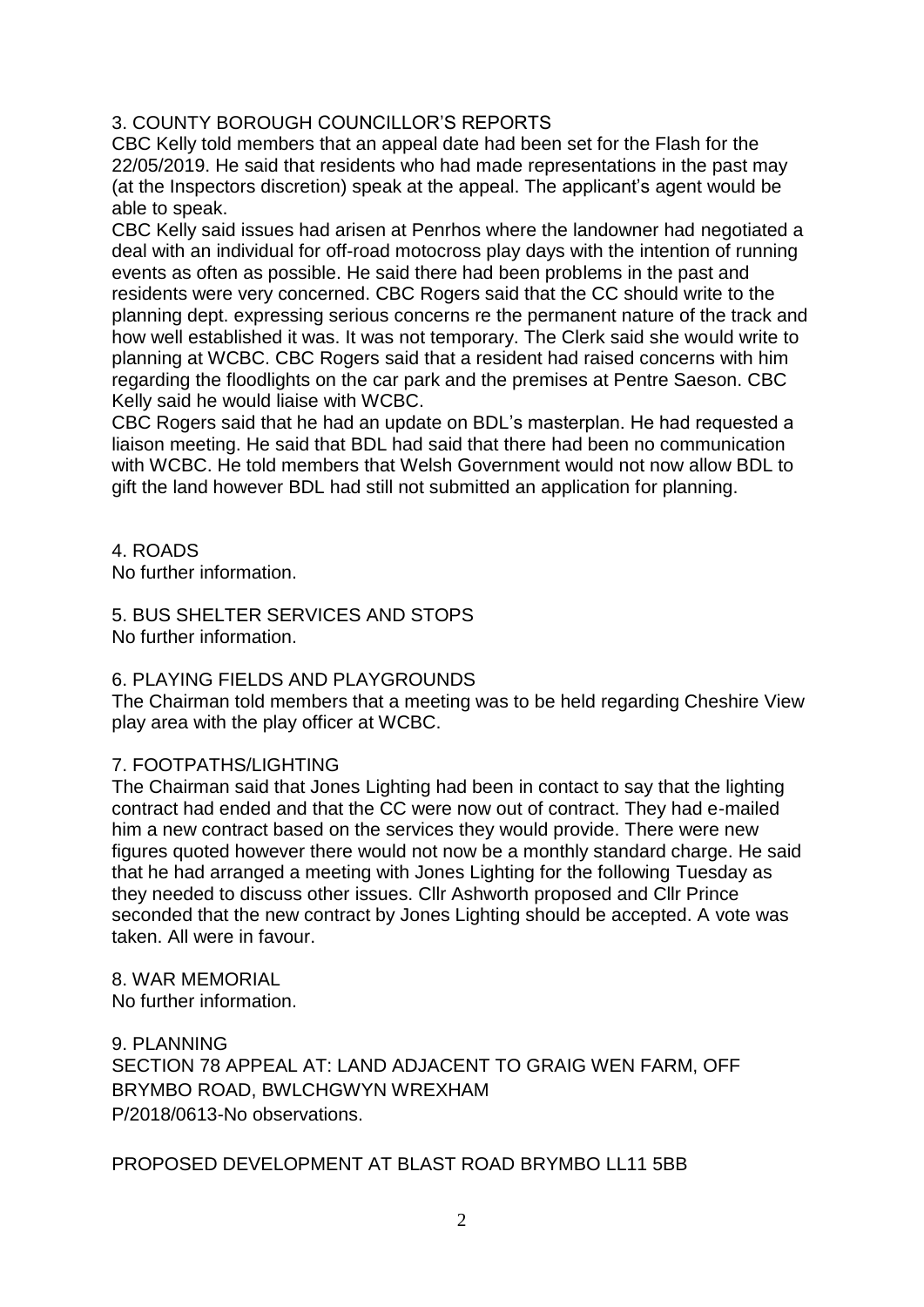## 3. COUNTY BOROUGH COUNCILLOR'S REPORTS

CBC Kelly told members that an appeal date had been set for the Flash for the 22/05/2019. He said that residents who had made representations in the past may (at the Inspectors discretion) speak at the appeal. The applicant's agent would be able to speak.

CBC Kelly said issues had arisen at Penrhos where the landowner had negotiated a deal with an individual for off-road motocross play days with the intention of running events as often as possible. He said there had been problems in the past and residents were very concerned. CBC Rogers said that the CC should write to the planning dept. expressing serious concerns re the permanent nature of the track and how well established it was. It was not temporary. The Clerk said she would write to planning at WCBC. CBC Rogers said that a resident had raised concerns with him regarding the floodlights on the car park and the premises at Pentre Saeson. CBC Kelly said he would liaise with WCBC.

CBC Rogers said that he had an update on BDL's masterplan. He had requested a liaison meeting. He said that BDL had said that there had been no communication with WCBC. He told members that Welsh Government would not now allow BDL to gift the land however BDL had still not submitted an application for planning.

## 4. ROADS

No further information.

## 5. BUS SHELTER SERVICES AND STOPS

No further information.

## 6. PLAYING FIELDS AND PLAYGROUNDS

The Chairman told members that a meeting was to be held regarding Cheshire View play area with the play officer at WCBC.

## 7. FOOTPATHS/LIGHTING

The Chairman said that Jones Lighting had been in contact to say that the lighting contract had ended and that the CC were now out of contract. They had e-mailed him a new contract based on the services they would provide. There were new figures quoted however there would not now be a monthly standard charge. He said that he had arranged a meeting with Jones Lighting for the following Tuesday as they needed to discuss other issues. Cllr Ashworth proposed and Cllr Prince seconded that the new contract by Jones Lighting should be accepted. A vote was taken. All were in favour.

## 8. WAR MEMORIAL

No further information.

## 9. PLANNING

SECTION 78 APPEAL AT: LAND ADJACENT TO GRAIG WEN FARM, OFF BRYMBO ROAD, BWLCHGWYN WREXHAM
P/2018/0613-No observations.

PROPOSED DEVELOPMENT AT BLAST ROAD BRYMBO LL11 5BB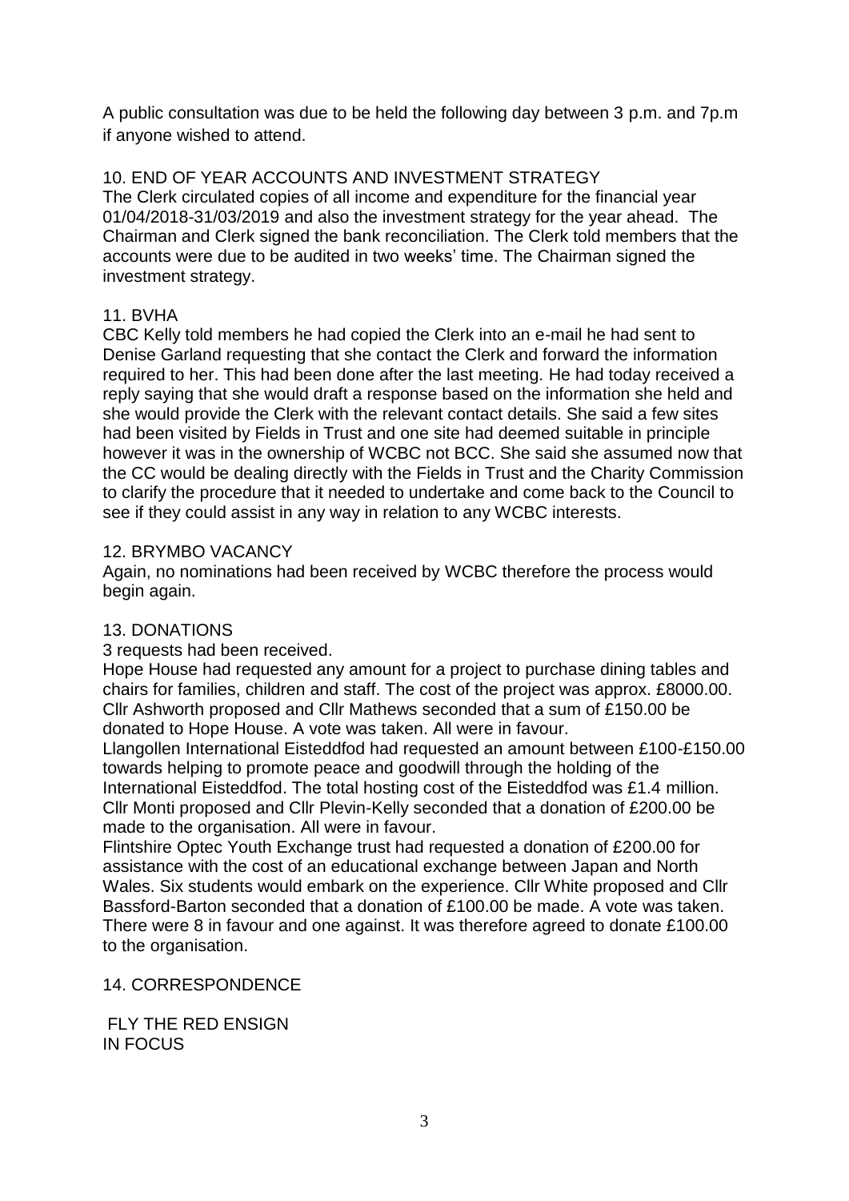A public consultation was due to be held the following day between 3 p.m. and 7p.m if anyone wished to attend.

## 10. END OF YEAR ACCOUNTS AND INVESTMENT STRATEGY

The Clerk circulated copies of all income and expenditure for the financial year 01/04/2018-31/03/2019 and also the investment strategy for the year ahead. The Chairman and Clerk signed the bank reconciliation. The Clerk told members that the accounts were due to be audited in two weeks' time. The Chairman signed the investment strategy.

## 11. BVHA

CBC Kelly told members he had copied the Clerk into an e-mail he had sent to Denise Garland requesting that she contact the Clerk and forward the information required to her. This had been done after the last meeting. He had today received a reply saying that she would draft a response based on the information she held and she would provide the Clerk with the relevant contact details. She said a few sites had been visited by Fields in Trust and one site had deemed suitable in principle however it was in the ownership of WCBC not BCC. She said she assumed now that the CC would be dealing directly with the Fields in Trust and the Charity Commission to clarify the procedure that it needed to undertake and come back to the Council to see if they could assist in any way in relation to any WCBC interests.

## 12. BRYMBO VACANCY

Again, no nominations had been received by WCBC therefore the process would begin again.

## 13. DONATIONS

3 requests had been received.

Hope House had requested any amount for a project to purchase dining tables and chairs for families, children and staff. The cost of the project was approx. £8000.00. Cllr Ashworth proposed and Cllr Mathews seconded that a sum of £150.00 be donated to Hope House. A vote was taken. All were in favour.

Llangollen International Eisteddfod had requested an amount between £100-£150.00 towards helping to promote peace and goodwill through the holding of the International Eisteddfod. The total hosting cost of the Eisteddfod was £1.4 million. Cllr Monti proposed and Cllr Plevin-Kelly seconded that a donation of £200.00 be made to the organisation. All were in favour.

Flintshire Optec Youth Exchange trust had requested a donation of £200.00 for assistance with the cost of an educational exchange between Japan and North Wales. Six students would embark on the experience. Cllr White proposed and Cllr Bassford-Barton seconded that a donation of £100.00 be made. A vote was taken. There were 8 in favour and one against. It was therefore agreed to donate £100.00 to the organisation.

## 14. CORRESPONDENCE

FLY THE RED ENSIGN
IN FOCUS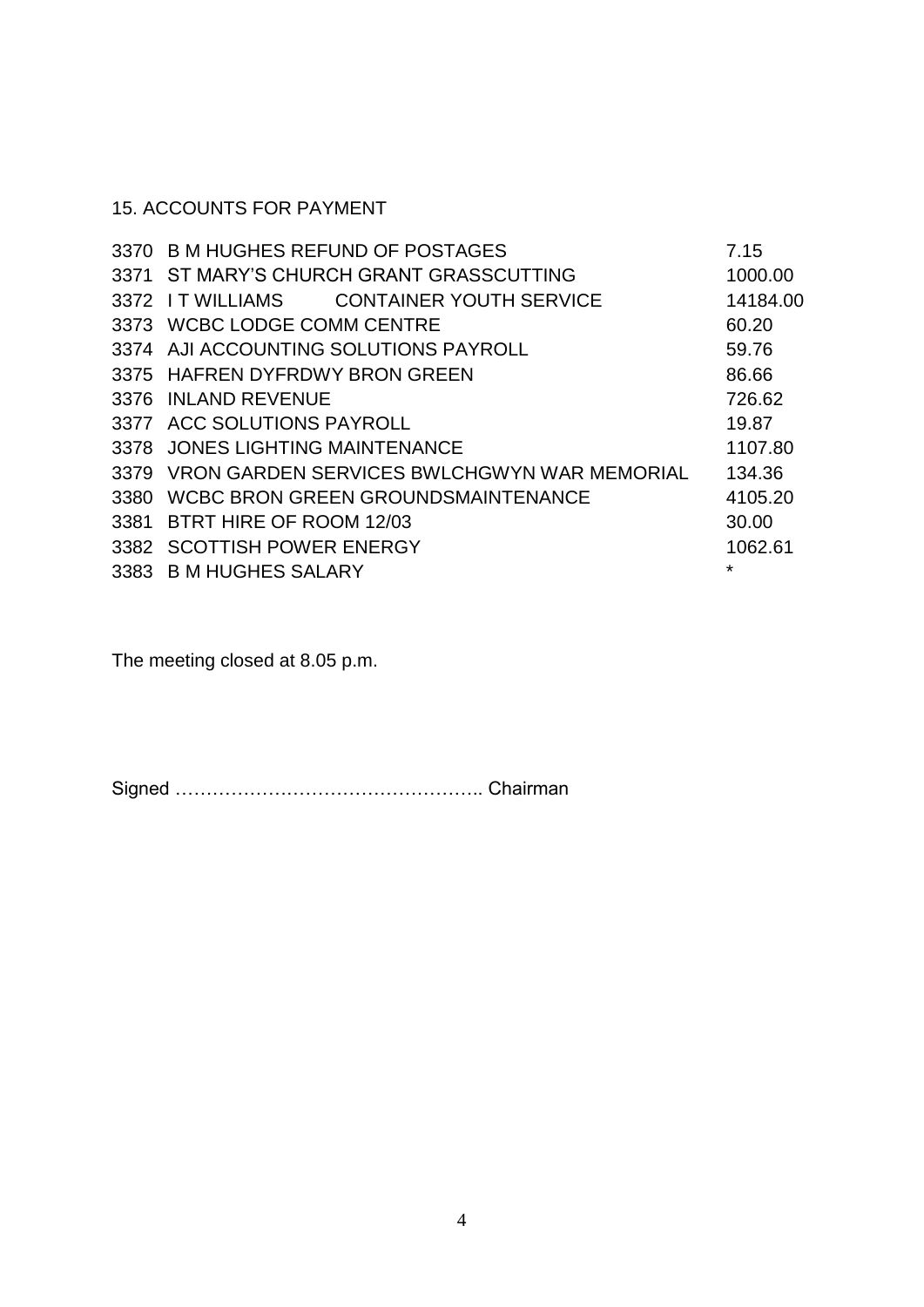15. ACCOUNTS FOR PAYMENT

| | | |
|---|---|---|
| 3370 | B M HUGHES REFUND OF POSTAGES | 7.15 |
| 3371 | ST MARY'S CHURCH GRANT GRASSCUTTING | 1000.00 |
| 3372 | I T WILLIAMS CONTAINER YOUTH SERVICE | 14184.00 |
| 3373 | WCBC LODGE COMM CENTRE | 60.20 |
| 3374 | AJI ACCOUNTING SOLUTIONS PAYROLL | 59.76 |
| 3375 | HAFREN DYFRDWY BRON GREEN | 86.66 |
| 3376 | INLAND REVENUE | 726.62 |
| 3377 | ACC SOLUTIONS PAYROLL | 19.87 |
| 3378 | JONES LIGHTING MAINTENANCE | 1107.80 |
| 3379 | VRON GARDEN SERVICES BWLCHGWYN WAR MEMORIAL | 134.36 |
| 3380 | WCBC BRON GREEN GROUNDSMAINTENANCE | 4105.20 |
| 3381 | BTRT HIRE OF ROOM 12/03 | 30.00 |
| 3382 | SCOTTISH POWER ENERGY | 1062.61 |
| 3383 | B M HUGHES SALARY | * |

The meeting closed at 8.05 p.m.

Signed ………………………………………….. Chairman